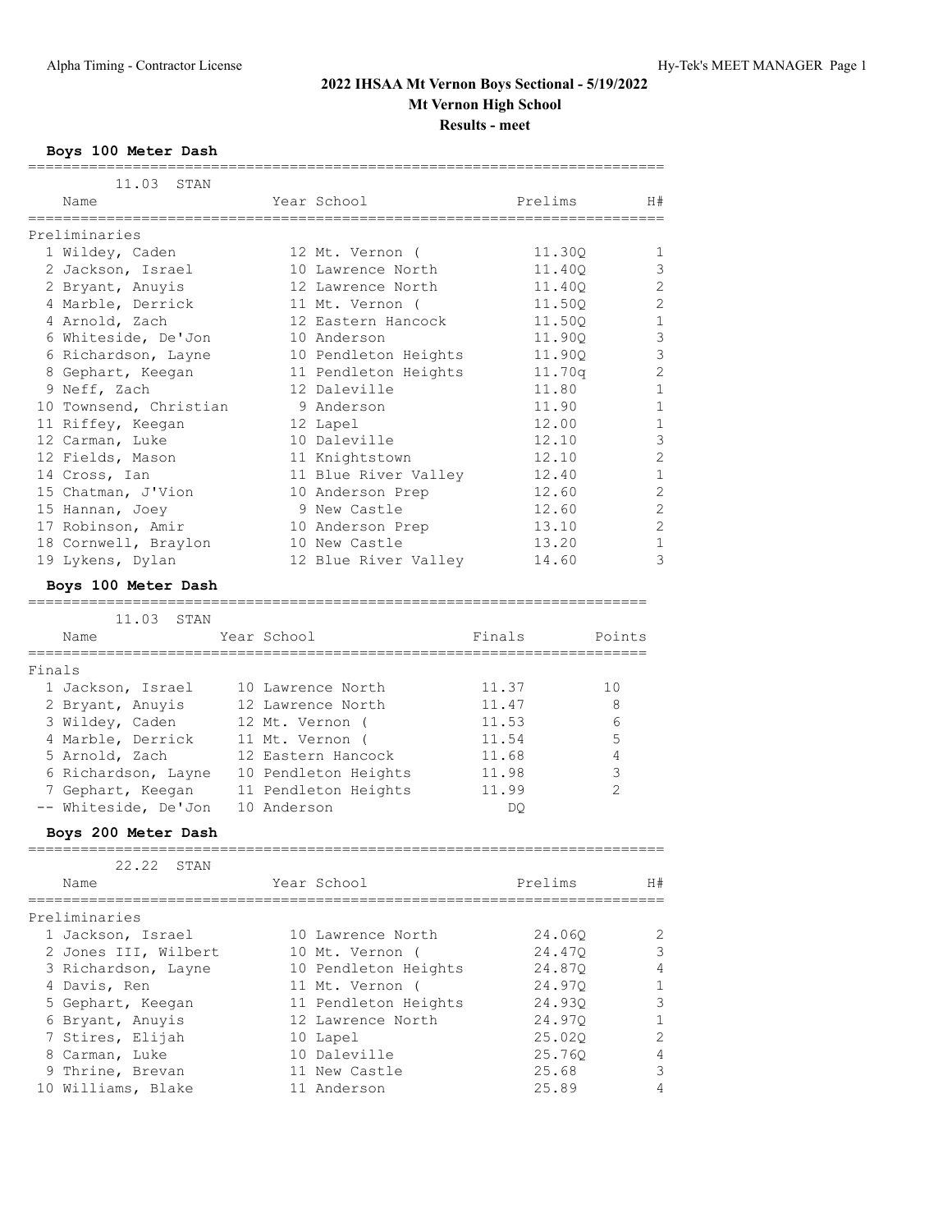# 2022 IHSAA Mt Vernon Boys Sectional - 5/19/2022

## Mt Vernon High School

**Results - meet**

### Boys 100 Meter Dash

11.03 STAN

**Preliminaries**

| | Name | Year | School | Prelims | H# |
|---|---|---|---|---|---|
| 1 | Wildey, Caden | 12 | Mt. Vernon ( | 11.30Q | 1 |
| 2 | Jackson, Israel | 10 | Lawrence North | 11.40Q | 3 |
| 2 | Bryant, Anuyis | 12 | Lawrence North | 11.40Q | 2 |
| 4 | Marble, Derrick | 11 | Mt. Vernon ( | 11.50Q | 2 |
| 4 | Arnold, Zach | 12 | Eastern Hancock | 11.50Q | 1 |
| 6 | Whiteside, De'Jon | 10 | Anderson | 11.90Q | 3 |
| 6 | Richardson, Layne | 10 | Pendleton Heights | 11.90Q | 3 |
| 8 | Gephart, Keegan | 11 | Pendleton Heights | 11.70q | 2 |
| 9 | Neff, Zach | 12 | Daleville | 11.80 | 1 |
| 10 | Townsend, Christian | 9 | Anderson | 11.90 | 1 |
| 11 | Riffey, Keegan | 12 | Lapel | 12.00 | 1 |
| 12 | Carman, Luke | 10 | Daleville | 12.10 | 3 |
| 12 | Fields, Mason | 11 | Knightstown | 12.10 | 2 |
| 14 | Cross, Ian | 11 | Blue River Valley | 12.40 | 1 |
| 15 | Chatman, J'Vion | 10 | Anderson Prep | 12.60 | 2 |
| 15 | Hannan, Joey | 9 | New Castle | 12.60 | 2 |
| 17 | Robinson, Amir | 10 | Anderson Prep | 13.10 | 2 |
| 18 | Cornwell, Braylon | 10 | New Castle | 13.20 | 1 |
| 19 | Lykens, Dylan | 12 | Blue River Valley | 14.60 | 3 |

### Boys 100 Meter Dash

11.03 STAN

**Finals**

| | Name | Year | School | Finals | Points |
|---|---|---|---|---|---|
| 1 | Jackson, Israel | 10 | Lawrence North | 11.37 | 10 |
| 2 | Bryant, Anuyis | 12 | Lawrence North | 11.47 | 8 |
| 3 | Wildey, Caden | 12 | Mt. Vernon ( | 11.53 | 6 |
| 4 | Marble, Derrick | 11 | Mt. Vernon ( | 11.54 | 5 |
| 5 | Arnold, Zach | 12 | Eastern Hancock | 11.68 | 4 |
| 6 | Richardson, Layne | 10 | Pendleton Heights | 11.98 | 3 |
| 7 | Gephart, Keegan | 11 | Pendleton Heights | 11.99 | 2 |
| -- | Whiteside, De'Jon | 10 | Anderson | DQ | |

### Boys 200 Meter Dash

22.22 STAN

**Preliminaries**

| | Name | Year | School | Prelims | H# |
|---|---|---|---|---|---|
| 1 | Jackson, Israel | 10 | Lawrence North | 24.06Q | 2 |
| 2 | Jones III, Wilbert | 10 | Mt. Vernon ( | 24.47Q | 3 |
| 3 | Richardson, Layne | 10 | Pendleton Heights | 24.87Q | 4 |
| 4 | Davis, Ren | 11 | Mt. Vernon ( | 24.97Q | 1 |
| 5 | Gephart, Keegan | 11 | Pendleton Heights | 24.93Q | 3 |
| 6 | Bryant, Anuyis | 12 | Lawrence North | 24.97Q | 1 |
| 7 | Stires, Elijah | 10 | Lapel | 25.02Q | 2 |
| 8 | Carman, Luke | 10 | Daleville | 25.76Q | 4 |
| 9 | Thrine, Brevan | 11 | New Castle | 25.68 | 3 |
| 10 | Williams, Blake | 11 | Anderson | 25.89 | 4 |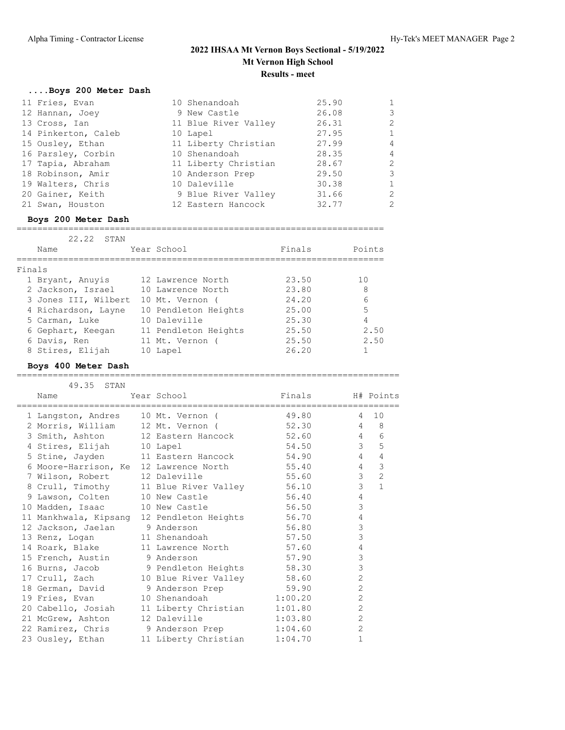# 2022 IHSAA Mt Vernon Boys Sectional - 5/19/2022

**Mt Vernon High School**

**Results - meet**

### ....Boys 200 Meter Dash

| Place | Name | Year | School | Finals | H# |
|---|---|---|---|---|---|
| 11 | Fries, Evan | 10 | Shenandoah | 25.90 | 1 |
| 12 | Hannan, Joey | 9 | New Castle | 26.08 | 3 |
| 13 | Cross, Ian | 11 | Blue River Valley | 26.31 | 2 |
| 14 | Pinkerton, Caleb | 10 | Lapel | 27.95 | 1 |
| 15 | Ousley, Ethan | 11 | Liberty Christian | 27.99 | 4 |
| 16 | Parsley, Corbin | 10 | Shenandoah | 28.35 | 4 |
| 17 | Tapia, Abraham | 11 | Liberty Christian | 28.67 | 2 |
| 18 | Robinson, Amir | 10 | Anderson Prep | 29.50 | 3 |
| 19 | Walters, Chris | 10 | Daleville | 30.38 | 1 |
| 20 | Gainer, Keith | 9 | Blue River Valley | 31.66 | 2 |
| 21 | Swan, Houston | 12 | Eastern Hancock | 32.77 | 2 |

### Boys 200 Meter Dash

22.22 STAN

Finals

| Place | Name | Year | School | Finals | Points |
|---|---|---|---|---|---|
| 1 | Bryant, Anuyis | 12 | Lawrence North | 23.50 | 10 |
| 2 | Jackson, Israel | 10 | Lawrence North | 23.80 | 8 |
| 3 | Jones III, Wilbert | 10 | Mt. Vernon ( | 24.20 | 6 |
| 4 | Richardson, Layne | 10 | Pendleton Heights | 25.00 | 5 |
| 5 | Carman, Luke | 10 | Daleville | 25.30 | 4 |
| 6 | Gephart, Keegan | 11 | Pendleton Heights | 25.50 | 2.50 |
| 6 | Davis, Ren | 11 | Mt. Vernon ( | 25.50 | 2.50 |
| 8 | Stires, Elijah | 10 | Lapel | 26.20 | 1 |

### Boys 400 Meter Dash

49.35 STAN

| Place | Name | Year | School | Finals | H# | Points |
|---|---|---|---|---|---|---|
| 1 | Langston, Andres | 10 | Mt. Vernon ( | 49.80 | 4 | 10 |
| 2 | Morris, William | 12 | Mt. Vernon ( | 52.30 | 4 | 8 |
| 3 | Smith, Ashton | 12 | Eastern Hancock | 52.60 | 4 | 6 |
| 4 | Stires, Elijah | 10 | Lapel | 54.50 | 3 | 5 |
| 5 | Stine, Jayden | 11 | Eastern Hancock | 54.90 | 4 | 4 |
| 6 | Moore-Harrison, Ke | 12 | Lawrence North | 55.40 | 4 | 3 |
| 7 | Wilson, Robert | 12 | Daleville | 55.60 | 3 | 2 |
| 8 | Crull, Timothy | 11 | Blue River Valley | 56.10 | 3 | 1 |
| 9 | Lawson, Colten | 10 | New Castle | 56.40 | 4 | |
| 10 | Madden, Isaac | 10 | New Castle | 56.50 | 3 | |
| 11 | Mankhwala, Kipsang | 12 | Pendleton Heights | 56.70 | 4 | |
| 12 | Jackson, Jaelan | 9 | Anderson | 56.80 | 3 | |
| 13 | Renz, Logan | 11 | Shenandoah | 57.50 | 3 | |
| 14 | Roark, Blake | 11 | Lawrence North | 57.60 | 4 | |
| 15 | French, Austin | 9 | Anderson | 57.90 | 3 | |
| 16 | Burns, Jacob | 9 | Pendleton Heights | 58.30 | 3 | |
| 17 | Crull, Zach | 10 | Blue River Valley | 58.60 | 2 | |
| 18 | German, David | 9 | Anderson Prep | 59.90 | 2 | |
| 19 | Fries, Evan | 10 | Shenandoah | 1:00.20 | 2 | |
| 20 | Cabello, Josiah | 11 | Liberty Christian | 1:01.80 | 2 | |
| 21 | McGrew, Ashton | 12 | Daleville | 1:03.80 | 2 | |
| 22 | Ramirez, Chris | 9 | Anderson Prep | 1:04.60 | 2 | |
| 23 | Ousley, Ethan | 11 | Liberty Christian | 1:04.70 | 1 | |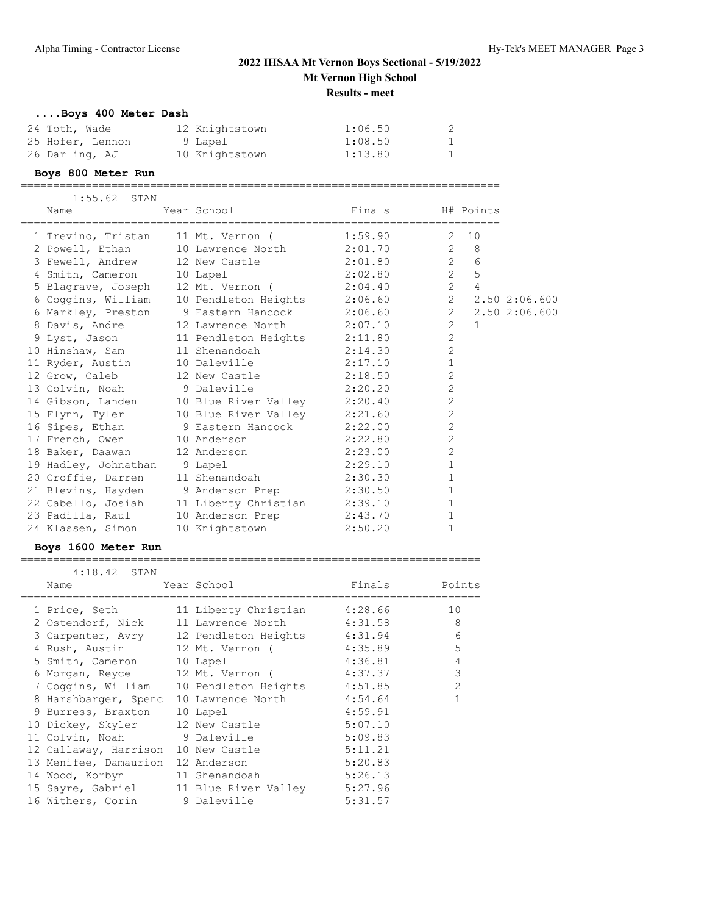## 2022 IHSAA Mt Vernon Boys Sectional - 5/19/2022

**Mt Vernon High School**

**Results - meet**

### ....Boys 400 Meter Dash

| Name | Year | School | Finals | H# |
|---|---|---|---|---|
| 24 Toth, Wade | 12 | Knightstown | 1:06.50 | 2 |
| 25 Hofer, Lennon | 9 | Lapel | 1:08.50 | 1 |
| 26 Darling, AJ | 10 | Knightstown | 1:13.80 | 1 |

### Boys 800 Meter Run

1:55.62 STAN

| Name | Year | School | Finals | H# | Points | |
|---|---|---|---|---|---|---|
| 1 Trevino, Tristan | 11 | Mt. Vernon ( | 1:59.90 | 2 | 10 | |
| 2 Powell, Ethan | 10 | Lawrence North | 2:01.70 | 2 | 8 | |
| 3 Fewell, Andrew | 12 | New Castle | 2:01.80 | 2 | 6 | |
| 4 Smith, Cameron | 10 | Lapel | 2:02.80 | 2 | 5 | |
| 5 Blagrave, Joseph | 12 | Mt. Vernon ( | 2:04.40 | 2 | 4 | |
| 6 Coggins, William | 10 | Pendleton Heights | 2:06.60 | 2 | 2.50 | 2:06.600 |
| 6 Markley, Preston | 9 | Eastern Hancock | 2:06.60 | 2 | 2.50 | 2:06.600 |
| 8 Davis, Andre | 12 | Lawrence North | 2:07.10 | 2 | 1 | |
| 9 Lyst, Jason | 11 | Pendleton Heights | 2:11.80 | 2 | | |
| 10 Hinshaw, Sam | 11 | Shenandoah | 2:14.30 | 2 | | |
| 11 Ryder, Austin | 10 | Daleville | 2:17.10 | 1 | | |
| 12 Grow, Caleb | 12 | New Castle | 2:18.50 | 2 | | |
| 13 Colvin, Noah | 9 | Daleville | 2:20.20 | 2 | | |
| 14 Gibson, Landen | 10 | Blue River Valley | 2:20.40 | 2 | | |
| 15 Flynn, Tyler | 10 | Blue River Valley | 2:21.60 | 2 | | |
| 16 Sipes, Ethan | 9 | Eastern Hancock | 2:22.00 | 2 | | |
| 17 French, Owen | 10 | Anderson | 2:22.80 | 2 | | |
| 18 Baker, Daawan | 12 | Anderson | 2:23.00 | 2 | | |
| 19 Hadley, Johnathan | 9 | Lapel | 2:29.10 | 1 | | |
| 20 Croffie, Darren | 11 | Shenandoah | 2:30.30 | 1 | | |
| 21 Blevins, Hayden | 9 | Anderson Prep | 2:30.50 | 1 | | |
| 22 Cabello, Josiah | 11 | Liberty Christian | 2:39.10 | 1 | | |
| 23 Padilla, Raul | 10 | Anderson Prep | 2:43.70 | 1 | | |
| 24 Klassen, Simon | 10 | Knightstown | 2:50.20 | 1 | | |

### Boys 1600 Meter Run

4:18.42 STAN

| Name | Year | School | Finals | Points |
|---|---|---|---|---|
| 1 Price, Seth | 11 | Liberty Christian | 4:28.66 | 10 |
| 2 Ostendorf, Nick | 11 | Lawrence North | 4:31.58 | 8 |
| 3 Carpenter, Avry | 12 | Pendleton Heights | 4:31.94 | 6 |
| 4 Rush, Austin | 12 | Mt. Vernon ( | 4:35.89 | 5 |
| 5 Smith, Cameron | 10 | Lapel | 4:36.81 | 4 |
| 6 Morgan, Reyce | 12 | Mt. Vernon ( | 4:37.37 | 3 |
| 7 Coggins, William | 10 | Pendleton Heights | 4:51.85 | 2 |
| 8 Harshbarger, Spenc | 10 | Lawrence North | 4:54.64 | 1 |
| 9 Burress, Braxton | 10 | Lapel | 4:59.91 | |
| 10 Dickey, Skyler | 12 | New Castle | 5:07.10 | |
| 11 Colvin, Noah | 9 | Daleville | 5:09.83 | |
| 12 Callaway, Harrison | 10 | New Castle | 5:11.21 | |
| 13 Menifee, Damaurion | 12 | Anderson | 5:20.83 | |
| 14 Wood, Korbyn | 11 | Shenandoah | 5:26.13 | |
| 15 Sayre, Gabriel | 11 | Blue River Valley | 5:27.96 | |
| 16 Withers, Corin | 9 | Daleville | 5:31.57 | |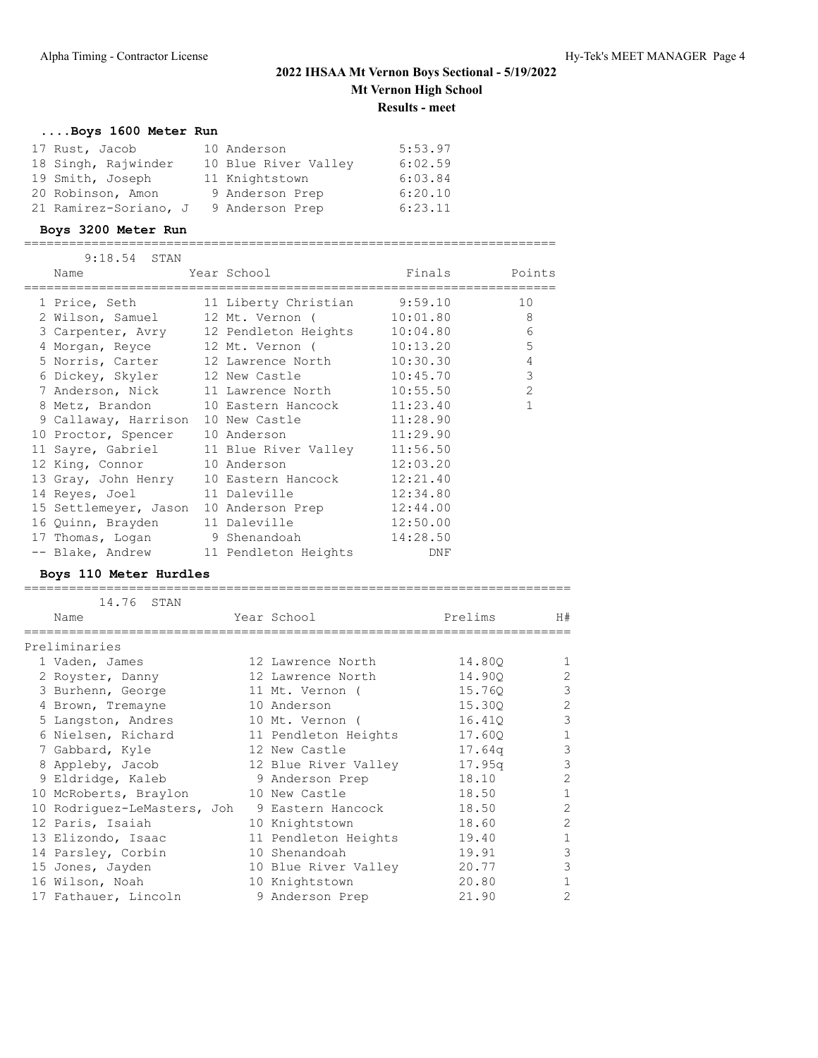## 2022 IHSAA Mt Vernon Boys Sectional - 5/19/2022

**Mt Vernon High School**

**Results - meet**

### ....Boys 1600 Meter Run

| Place | Name | Year | School | Finals |
|---|---|---|---|---|
| 17 | Rust, Jacob | 10 | Anderson | 5:53.97 |
| 18 | Singh, Rajwinder | 10 | Blue River Valley | 6:02.59 |
| 19 | Smith, Joseph | 11 | Knightstown | 6:03.84 |
| 20 | Robinson, Amon | 9 | Anderson Prep | 6:20.10 |
| 21 | Ramirez-Soriano, J | 9 | Anderson Prep | 6:23.11 |

### Boys 3200 Meter Run

9:18.54 STAN

| Place | Name | Year | School | Finals | Points |
|---|---|---|---|---|---|
| 1 | Price, Seth | 11 | Liberty Christian | 9:59.10 | 10 |
| 2 | Wilson, Samuel | 12 | Mt. Vernon ( | 10:01.80 | 8 |
| 3 | Carpenter, Avry | 12 | Pendleton Heights | 10:04.80 | 6 |
| 4 | Morgan, Reyce | 12 | Mt. Vernon ( | 10:13.20 | 5 |
| 5 | Norris, Carter | 12 | Lawrence North | 10:30.30 | 4 |
| 6 | Dickey, Skyler | 12 | New Castle | 10:45.70 | 3 |
| 7 | Anderson, Nick | 11 | Lawrence North | 10:55.50 | 2 |
| 8 | Metz, Brandon | 10 | Eastern Hancock | 11:23.40 | 1 |
| 9 | Callaway, Harrison | 10 | New Castle | 11:28.90 | |
| 10 | Proctor, Spencer | 10 | Anderson | 11:29.90 | |
| 11 | Sayre, Gabriel | 11 | Blue River Valley | 11:56.50 | |
| 12 | King, Connor | 10 | Anderson | 12:03.20 | |
| 13 | Gray, John Henry | 10 | Eastern Hancock | 12:21.40 | |
| 14 | Reyes, Joel | 11 | Daleville | 12:34.80 | |
| 15 | Settlemeyer, Jason | 10 | Anderson Prep | 12:44.00 | |
| 16 | Quinn, Brayden | 11 | Daleville | 12:50.00 | |
| 17 | Thomas, Logan | 9 | Shenandoah | 14:28.50 | |
| -- | Blake, Andrew | 11 | Pendleton Heights | DNF | |

### Boys 110 Meter Hurdles

14.76 STAN

Preliminaries

| Place | Name | Year | School | Prelims | H# |
|---|---|---|---|---|---|
| 1 | Vaden, James | 12 | Lawrence North | 14.80Q | 1 |
| 2 | Royster, Danny | 12 | Lawrence North | 14.90Q | 2 |
| 3 | Burhenn, George | 11 | Mt. Vernon ( | 15.76Q | 3 |
| 4 | Brown, Tremayne | 10 | Anderson | 15.30Q | 2 |
| 5 | Langston, Andres | 10 | Mt. Vernon ( | 16.41Q | 3 |
| 6 | Nielsen, Richard | 11 | Pendleton Heights | 17.60Q | 1 |
| 7 | Gabbard, Kyle | 12 | New Castle | 17.64q | 3 |
| 8 | Appleby, Jacob | 12 | Blue River Valley | 17.95q | 3 |
| 9 | Eldridge, Kaleb | 9 | Anderson Prep | 18.10 | 2 |
| 10 | McRoberts, Braylon | 10 | New Castle | 18.50 | 1 |
| 10 | Rodriguez-LeMasters, Joh | 9 | Eastern Hancock | 18.50 | 2 |
| 12 | Paris, Isaiah | 10 | Knightstown | 18.60 | 2 |
| 13 | Elizondo, Isaac | 11 | Pendleton Heights | 19.40 | 1 |
| 14 | Parsley, Corbin | 10 | Shenandoah | 19.91 | 3 |
| 15 | Jones, Jayden | 10 | Blue River Valley | 20.77 | 3 |
| 16 | Wilson, Noah | 10 | Knightstown | 20.80 | 1 |
| 17 | Fathauer, Lincoln | 9 | Anderson Prep | 21.90 | 2 |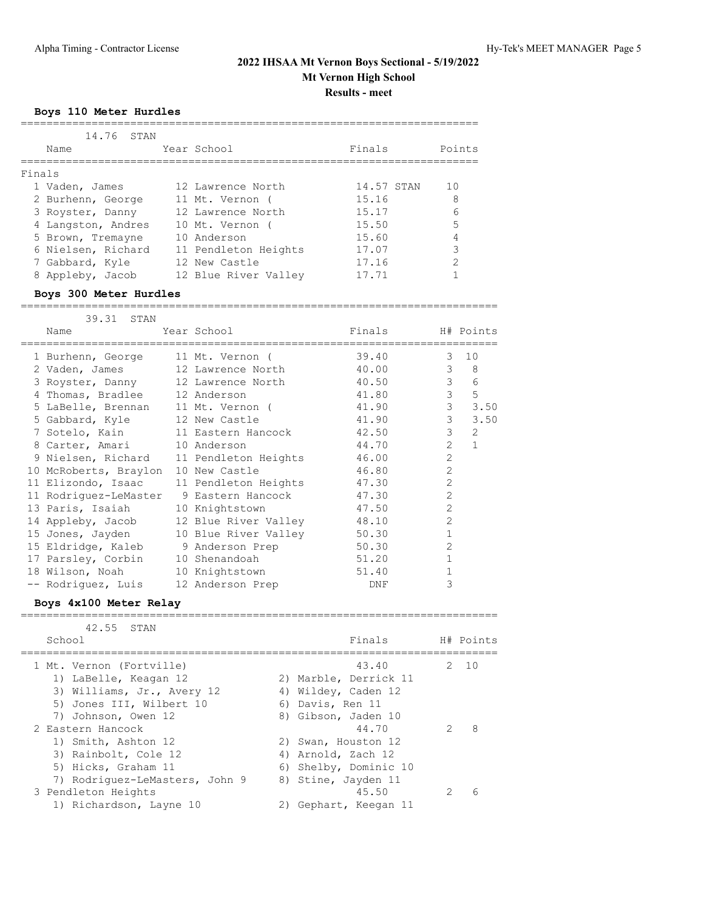# 2022 IHSAA Mt Vernon Boys Sectional - 5/19/2022

## Mt Vernon High School

### Results - meet

**Boys 110 Meter Hurdles**

14.76 STAN

| Place | Name | Year | School | Finals | | Points |
|---|---|---|---|---|---|---|
| **Finals** | | | | | | |
| 1 | Vaden, James | 12 | Lawrence North | 14.57 | STAN | 10 |
| 2 | Burhenn, George | 11 | Mt. Vernon ( | 15.16 | | 8 |
| 3 | Royster, Danny | 12 | Lawrence North | 15.17 | | 6 |
| 4 | Langston, Andres | 10 | Mt. Vernon ( | 15.50 | | 5 |
| 5 | Brown, Tremayne | 10 | Anderson | 15.60 | | 4 |
| 6 | Nielsen, Richard | 11 | Pendleton Heights | 17.07 | | 3 |
| 7 | Gabbard, Kyle | 12 | New Castle | 17.16 | | 2 |
| 8 | Appleby, Jacob | 12 | Blue River Valley | 17.71 | | 1 |

**Boys 300 Meter Hurdles**

39.31 STAN

| Place | Name | Year | School | Finals | H# | Points |
|---|---|---|---|---|---|---|
| 1 | Burhenn, George | 11 | Mt. Vernon ( | 39.40 | 3 | 10 |
| 2 | Vaden, James | 12 | Lawrence North | 40.00 | 3 | 8 |
| 3 | Royster, Danny | 12 | Lawrence North | 40.50 | 3 | 6 |
| 4 | Thomas, Bradlee | 12 | Anderson | 41.80 | 3 | 5 |
| 5 | LaBelle, Brennan | 11 | Mt. Vernon ( | 41.90 | 3 | 3.50 |
| 5 | Gabbard, Kyle | 12 | New Castle | 41.90 | 3 | 3.50 |
| 7 | Sotelo, Kain | 11 | Eastern Hancock | 42.50 | 3 | 2 |
| 8 | Carter, Amari | 10 | Anderson | 44.70 | 2 | 1 |
| 9 | Nielsen, Richard | 11 | Pendleton Heights | 46.00 | 2 | |
| 10 | McRoberts, Braylon | 10 | New Castle | 46.80 | 2 | |
| 11 | Elizondo, Isaac | 11 | Pendleton Heights | 47.30 | 2 | |
| 11 | Rodriguez-LeMaster | 9 | Eastern Hancock | 47.30 | 2 | |
| 13 | Paris, Isaiah | 10 | Knightstown | 47.50 | 2 | |
| 14 | Appleby, Jacob | 12 | Blue River Valley | 48.10 | 2 | |
| 15 | Jones, Jayden | 10 | Blue River Valley | 50.30 | 1 | |
| 15 | Eldridge, Kaleb | 9 | Anderson Prep | 50.30 | 2 | |
| 17 | Parsley, Corbin | 10 | Shenandoah | 51.20 | 1 | |
| 18 | Wilson, Noah | 10 | Knightstown | 51.40 | 1 | |
| -- | Rodriguez, Luis | 12 | Anderson Prep | DNF | 3 | |

**Boys 4x100 Meter Relay**

42.55 STAN

| Place | School | Finals | H# | Points |
|---|---|---|---|---|
| 1 | Mt. Vernon (Fortville) | 43.40 | 2 | 10 |
| | 1) LaBelle, Keagan 12; 2) Marble, Derrick 11; 3) Williams, Jr., Avery 12; 4) Wildey, Caden 12; 5) Jones III, Wilbert 10; 6) Davis, Ren 11; 7) Johnson, Owen 12; 8) Gibson, Jaden 10 | | | |
| 2 | Eastern Hancock | 44.70 | 2 | 8 |
| | 1) Smith, Ashton 12; 2) Swan, Houston 12; 3) Rainbolt, Cole 12; 4) Arnold, Zach 12; 5) Hicks, Graham 11; 6) Shelby, Dominic 10; 7) Rodriguez-LeMasters, John 9; 8) Stine, Jayden 11 | | | |
| 3 | Pendleton Heights | 45.50 | 2 | 6 |
| | 1) Richardson, Layne 10; 2) Gephart, Keegan 11 | | | |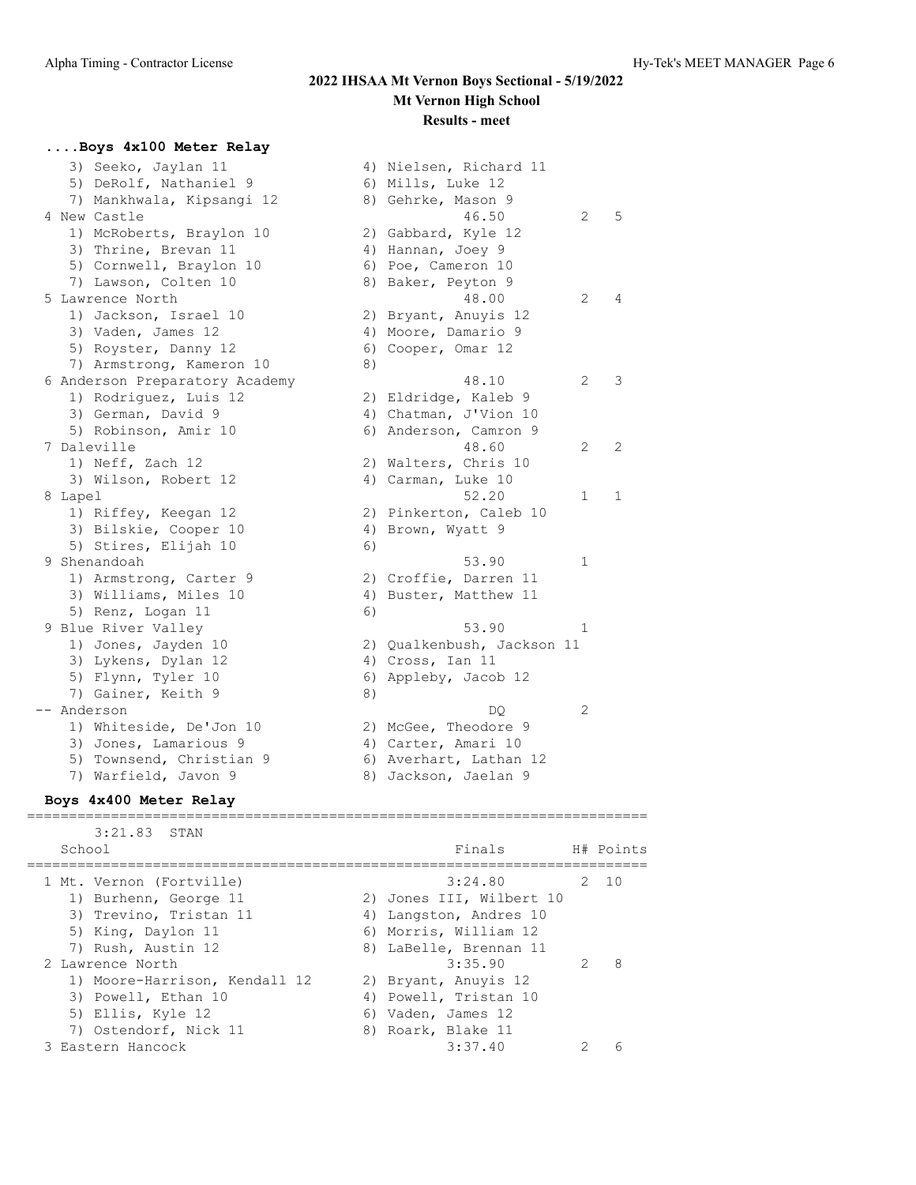## 2022 IHSAA Mt Vernon Boys Sectional - 5/19/2022

### Mt Vernon High School

### Results - meet

#### ....Boys 4x100 Meter Relay

```
   3) Seeko, Jaylan 11                4) Nielsen, Richard 11
   5) DeRolf, Nathaniel 9             6) Mills, Luke 12
   7) Mankhwala, Kipsangi 12          8) Gehrke, Mason 9
 4 New Castle                                46.50         2    5
   1) McRoberts, Braylon 10           2) Gabbard, Kyle 12
   3) Thrine, Brevan 11               4) Hannan, Joey 9
   5) Cornwell, Braylon 10            6) Poe, Cameron 10
   7) Lawson, Colten 10               8) Baker, Peyton 9
 5 Lawrence North                            48.00         2    4
   1) Jackson, Israel 10              2) Bryant, Anuyis 12
   3) Vaden, James 12                 4) Moore, Damario 9
   5) Royster, Danny 12               6) Cooper, Omar 12
   7) Armstrong, Kameron 10           8)
 6 Anderson Preparatory Academy              48.10         2    3
   1) Rodriguez, Luis 12              2) Eldridge, Kaleb 9
   3) German, David 9                 4) Chatman, J'Vion 10
   5) Robinson, Amir 10               6) Anderson, Camron 9
 7 Daleville                                 48.60         2    2
   1) Neff, Zach 12                   2) Walters, Chris 10
   3) Wilson, Robert 12               4) Carman, Luke 10
 8 Lapel                                     52.20         1    1
   1) Riffey, Keegan 12               2) Pinkerton, Caleb 10
   3) Bilskie, Cooper 10              4) Brown, Wyatt 9
   5) Stires, Elijah 10               6)
 9 Shenandoah                                53.90         1
   1) Armstrong, Carter 9             2) Croffie, Darren 11
   3) Williams, Miles 10              4) Buster, Matthew 11
   5) Renz, Logan 11                  6)
 9 Blue River Valley                         53.90         1
   1) Jones, Jayden 10                2) Qualkenbush, Jackson 11
   3) Lykens, Dylan 12                4) Cross, Ian 11
   5) Flynn, Tyler 10                 6) Appleby, Jacob 12
   7) Gainer, Keith 9                 8)
-- Anderson                                    DQ          2
   1) Whiteside, De'Jon 10            2) McGee, Theodore 9
   3) Jones, Lamarious 9              4) Carter, Amari 10
   5) Townsend, Christian 9           6) Averhart, Lathan 12
   7) Warfield, Javon 9               8) Jackson, Jaelan 9
```

#### Boys 4x400 Meter Relay

```
=========================================================================
      3:21.83  STAN
   School                                    Finals       H# Points
=========================================================================
 1 Mt. Vernon (Fortville)                    3:24.80       2  10
   1) Burhenn, George 11              2) Jones III, Wilbert 10
   3) Trevino, Tristan 11             4) Langston, Andres 10
   5) King, Daylon 11                 6) Morris, William 12
   7) Rush, Austin 12                 8) LaBelle, Brennan 11
 2 Lawrence North                            3:35.90       2    8
   1) Moore-Harrison, Kendall 12      2) Bryant, Anuyis 12
   3) Powell, Ethan 10                4) Powell, Tristan 10
   5) Ellis, Kyle 12                  6) Vaden, James 12
   7) Ostendorf, Nick 11              8) Roark, Blake 11
 3 Eastern Hancock                           3:37.40       2    6
```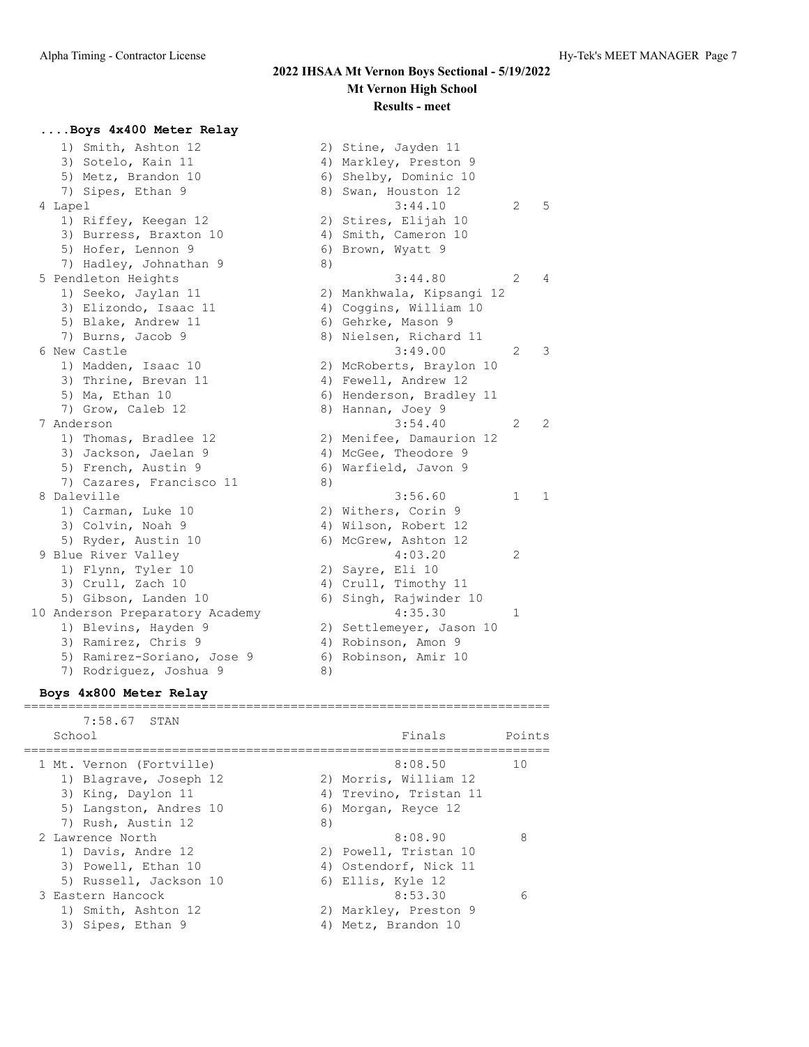# 2022 IHSAA Mt Vernon Boys Sectional - 5/19/2022

**Mt Vernon High School**

**Results - meet**

### ....Boys 4x400 Meter Relay

```
    1) Smith, Ashton 12              2) Stine, Jayden 11
    3) Sotelo, Kain 11               4) Markley, Preston 9
    5) Metz, Brandon 10              6) Shelby, Dominic 10
    7) Sipes, Ethan 9                8) Swan, Houston 12
  4 Lapel                                 3:44.10         2    5
    1) Riffey, Keegan 12             2) Stires, Elijah 10
    3) Burress, Braxton 10           4) Smith, Cameron 10
    5) Hofer, Lennon 9               6) Brown, Wyatt 9
    7) Hadley, Johnathan 9           8)
  5 Pendleton Heights                     3:44.80         2    4
    1) Seeko, Jaylan 11              2) Mankhwala, Kipsangi 12
    3) Elizondo, Isaac 11            4) Coggins, William 10
    5) Blake, Andrew 11              6) Gehrke, Mason 9
    7) Burns, Jacob 9                8) Nielsen, Richard 11
  6 New Castle                            3:49.00         2    3
    1) Madden, Isaac 10              2) McRoberts, Braylon 10
    3) Thrine, Brevan 11             4) Fewell, Andrew 12
    5) Ma, Ethan 10                  6) Henderson, Bradley 11
    7) Grow, Caleb 12                8) Hannan, Joey 9
  7 Anderson                              3:54.40         2    2
    1) Thomas, Bradlee 12            2) Menifee, Damaurion 12
    3) Jackson, Jaelan 9             4) McGee, Theodore 9
    5) French, Austin 9              6) Warfield, Javon 9
    7) Cazares, Francisco 11         8)
  8 Daleville                             3:56.60         1    1
    1) Carman, Luke 10               2) Withers, Corin 9
    3) Colvin, Noah 9                4) Wilson, Robert 12
    5) Ryder, Austin 10              6) McGrew, Ashton 12
  9 Blue River Valley                     4:03.20         2
    1) Flynn, Tyler 10               2) Sayre, Eli 10
    3) Crull, Zach 10                4) Crull, Timothy 11
    5) Gibson, Landen 10             6) Singh, Rajwinder 10
 10 Anderson Preparatory Academy          4:35.30         1
    1) Blevins, Hayden 9             2) Settlemeyer, Jason 10
    3) Ramirez, Chris 9              4) Robinson, Amon 9
    5) Ramirez-Soriano, Jose 9       6) Robinson, Amir 10
    7) Rodriguez, Joshua 9           8)
```

### Boys 4x800 Meter Relay

```
=======================================================================
      7:58.67  STAN
    School                                    Finals        Points
=======================================================================
  1 Mt. Vernon (Fortville)                    8:08.50         10
    1) Blagrave, Joseph 12           2) Morris, William 12
    3) King, Daylon 11               4) Trevino, Tristan 11
    5) Langston, Andres 10           6) Morgan, Reyce 12
    7) Rush, Austin 12               8)
  2 Lawrence North                            8:08.90          8
    1) Davis, Andre 12               2) Powell, Tristan 10
    3) Powell, Ethan 10              4) Ostendorf, Nick 11
    5) Russell, Jackson 10           6) Ellis, Kyle 12
  3 Eastern Hancock                           8:53.30          6
    1) Smith, Ashton 12              2) Markley, Preston 9
    3) Sipes, Ethan 9                4) Metz, Brandon 10
```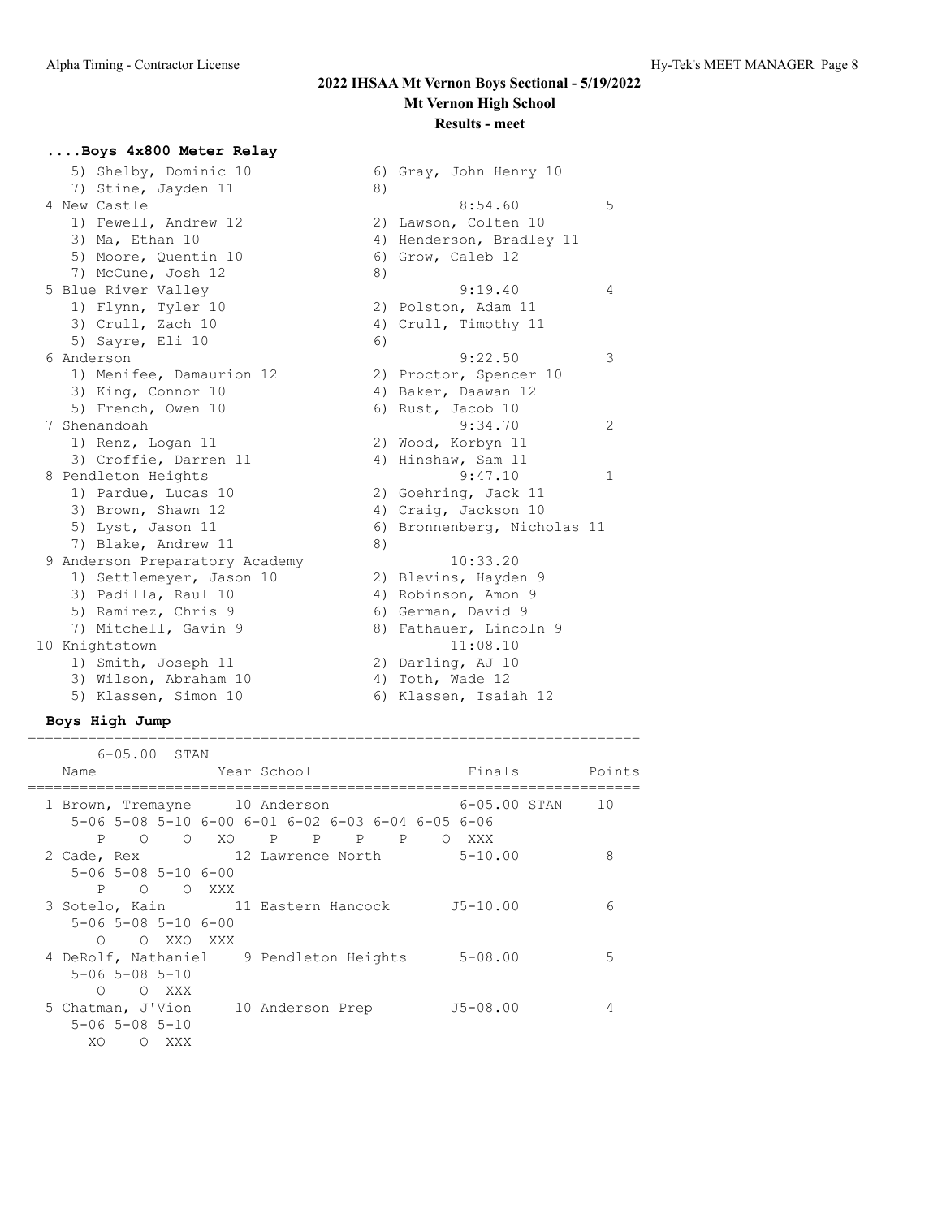## 2022 IHSAA Mt Vernon Boys Sectional - 5/19/2022

**Mt Vernon High School**

**Results - meet**

### ....Boys 4x800 Meter Relay

```
    5) Shelby, Dominic 10               6) Gray, John Henry 10
    7) Stine, Jayden 11                 8)
  4 New Castle                                8:54.60          5
    1) Fewell, Andrew 12                2) Lawson, Colten 10
    3) Ma, Ethan 10                     4) Henderson, Bradley 11
    5) Moore, Quentin 10                6) Grow, Caleb 12
    7) McCune, Josh 12                  8)
  5 Blue River Valley                         9:19.40          4
    1) Flynn, Tyler 10                  2) Polston, Adam 11
    3) Crull, Zach 10                   4) Crull, Timothy 11
    5) Sayre, Eli 10                    6)
  6 Anderson                                  9:22.50          3
    1) Menifee, Damaurion 12            2) Proctor, Spencer 10
    3) King, Connor 10                  4) Baker, Daawan 12
    5) French, Owen 10                  6) Rust, Jacob 10
  7 Shenandoah                                9:34.70          2
    1) Renz, Logan 11                   2) Wood, Korbyn 11
    3) Croffie, Darren 11               4) Hinshaw, Sam 11
  8 Pendleton Heights                         9:47.10          1
    1) Pardue, Lucas 10                 2) Goehring, Jack 11
    3) Brown, Shawn 12                  4) Craig, Jackson 10
    5) Lyst, Jason 11                   6) Bronnenberg, Nicholas 11
    7) Blake, Andrew 11                 8)
  9 Anderson Preparatory Academy             10:33.20
    1) Settlemeyer, Jason 10            2) Blevins, Hayden 9
    3) Padilla, Raul 10                 4) Robinson, Amon 9
    5) Ramirez, Chris 9                 6) German, David 9
    7) Mitchell, Gavin 9                8) Fathauer, Lincoln 9
 10 Knightstown                              11:08.10
    1) Smith, Joseph 11                 2) Darling, AJ 10
    3) Wilson, Abraham 10               4) Toth, Wade 12
    5) Klassen, Simon 10                6) Klassen, Isaiah 12
```

### Boys High Jump

```
=======================================================================
      6-05.00  STAN
   Name                Year School                 Finals        Points
=======================================================================
  1 Brown, Tremayne     10 Anderson              6-05.00 STAN    10
     5-06 5-08 5-10 6-00 6-01 6-02 6-03 6-04 6-05 6-06
        P    O    O   XO    P    P    P    P    O  XXX
  2 Cade, Rex           12 Lawrence North         5-10.00          8
     5-06 5-08 5-10 6-00
        P    O    O  XXX
  3 Sotelo, Kain        11 Eastern Hancock       J5-10.00          6
     5-06 5-08 5-10 6-00
        O    O  XXO  XXX
  4 DeRolf, Nathaniel    9 Pendleton Heights      5-08.00          5
     5-06 5-08 5-10
        O    O  XXX
  5 Chatman, J'Vion     10 Anderson Prep         J5-08.00          4
     5-06 5-08 5-10
       XO    O  XXX
```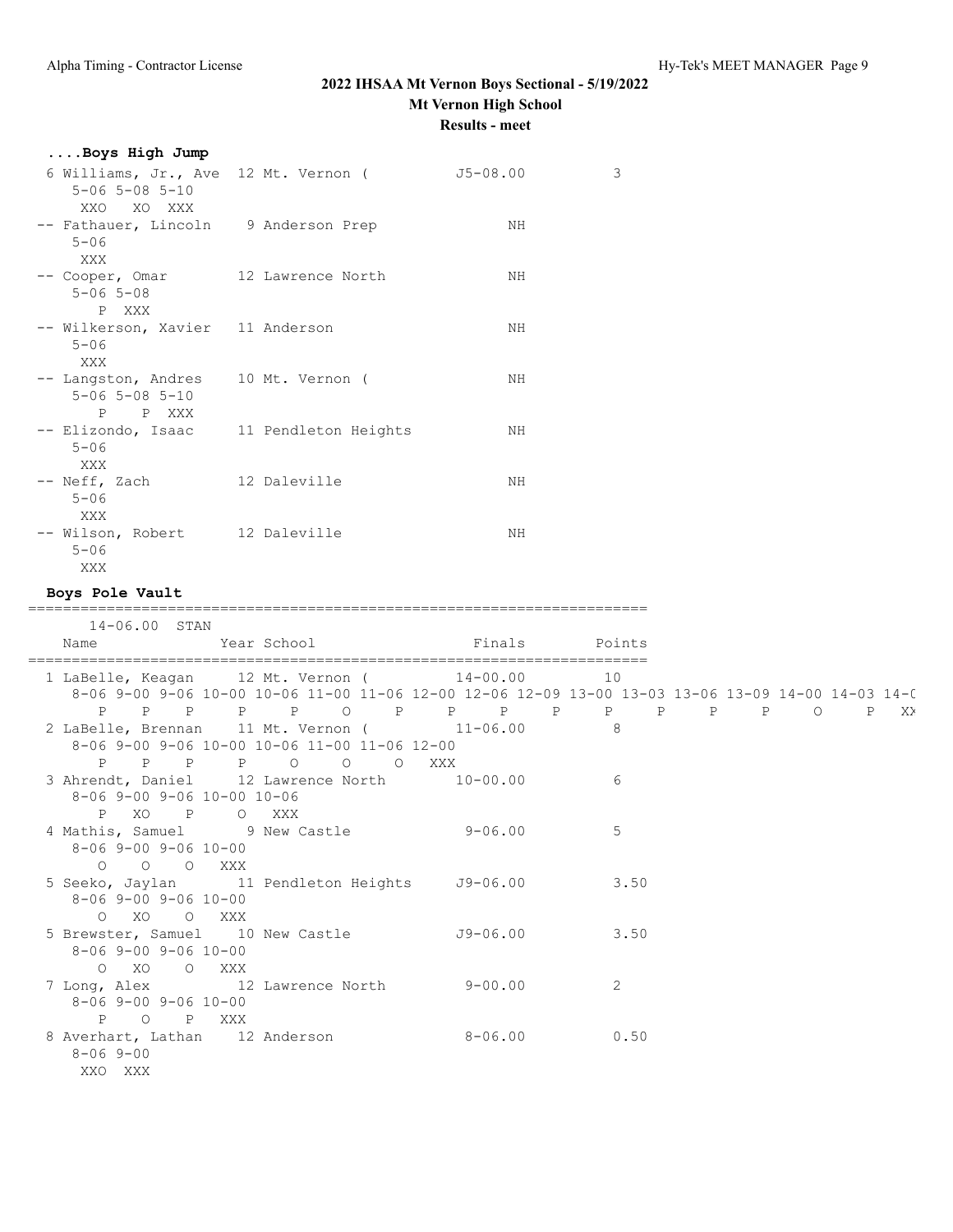# 2022 IHSAA Mt Vernon Boys Sectional - 5/19/2022

**Mt Vernon High School**

**Results - meet**

### ....Boys High Jump

```
  6 Williams, Jr., Ave  12 Mt. Vernon (          J5-08.00          3
     5-06 5-08 5-10
      XXO   XO  XXX
 -- Fathauer, Lincoln    9 Anderson Prep               NH
     5-06
      XXX
 -- Cooper, Omar        12 Lawrence North              NH
     5-06 5-08
        P  XXX
 -- Wilkerson, Xavier   11 Anderson                    NH
     5-06
      XXX
 -- Langston, Andres    10 Mt. Vernon (                NH
     5-06 5-08 5-10
        P    P  XXX
 -- Elizondo, Isaac     11 Pendleton Heights           NH
     5-06
      XXX
 -- Neff, Zach          12 Daleville                   NH
     5-06
      XXX
 -- Wilson, Robert      12 Daleville                   NH
     5-06
      XXX
```

### Boys Pole Vault

```
=======================================================================
     14-06.00  STAN
    Name                 Year School                 Finals        Points
=======================================================================
  1 LaBelle, Keagan     12 Mt. Vernon (          14-00.00         10
     8-06 9-00 9-06 10-00 10-06 11-00 11-06 12-00 12-06 12-09 13-00 13-03 13-06 13-09 14-00 14-03 14-(
        P    P    P     P     P     O     P     P     P     P     P     P     P     P     O     P   X>
  2 LaBelle, Brennan    11 Mt. Vernon (          11-06.00          8
     8-06 9-00 9-06 10-00 10-06 11-00 11-06 12-00
        P    P    P     P     O     O     O   XXX
  3 Ahrendt, Daniel     12 Lawrence North        10-00.00          6
     8-06 9-00 9-06 10-00 10-06
        P   XO    P     O   XXX
  4 Mathis, Samuel       9 New Castle             9-06.00          5
     8-06 9-00 9-06 10-00
        O    O    O   XXX
  5 Seeko, Jaylan       11 Pendleton Heights     J9-06.00          3.50
     8-06 9-00 9-06 10-00
        O   XO    O   XXX
  5 Brewster, Samuel    10 New Castle            J9-06.00          3.50
     8-06 9-00 9-06 10-00
        O   XO    O   XXX
  7 Long, Alex          12 Lawrence North         9-00.00          2
     8-06 9-00 9-06 10-00
        P    O    P   XXX
  8 Averhart, Lathan    12 Anderson               8-06.00          0.50
     8-06 9-00
      XXO  XXX
```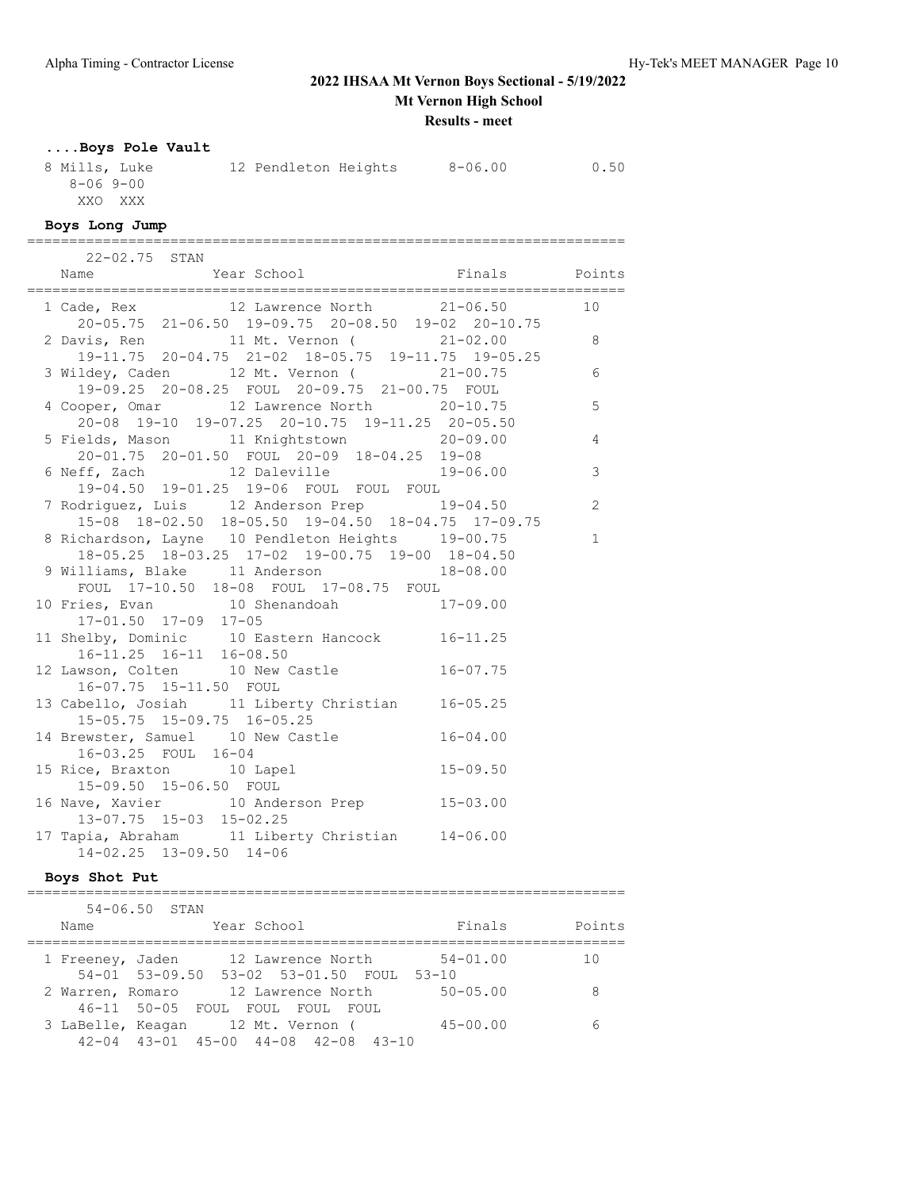## 2022 IHSAA Mt Vernon Boys Sectional - 5/19/2022

**Mt Vernon High School**

**Results - meet**

### ....Boys Pole Vault

| Place | Name | Year | School | Finals | Points |
|---|---|---|---|---|---|
| 8 | Mills, Luke | 12 | Pendleton Heights | 8-06.00 | 0.50 |
| | 8-06 9-00 | | | | |
| | XXO XXX | | | | |

### Boys Long Jump

22-02.75 STAN

| Place | Name | Year | School | Finals | Points |
|---|---|---|---|---|---|
| 1 | Cade, Rex | 12 | Lawrence North | 21-06.50 | 10 |
| | 20-05.75 21-06.50 19-09.75 20-08.50 19-02 20-10.75 | | | | |
| 2 | Davis, Ren | 11 | Mt. Vernon ( | 21-02.00 | 8 |
| | 19-11.75 20-04.75 21-02 18-05.75 19-11.75 19-05.25 | | | | |
| 3 | Wildey, Caden | 12 | Mt. Vernon ( | 21-00.75 | 6 |
| | 19-09.25 20-08.25 FOUL 20-09.75 21-00.75 FOUL | | | | |
| 4 | Cooper, Omar | 12 | Lawrence North | 20-10.75 | 5 |
| | 20-08 19-10 19-07.25 20-10.75 19-11.25 20-05.50 | | | | |
| 5 | Fields, Mason | 11 | Knightstown | 20-09.00 | 4 |
| | 20-01.75 20-01.50 FOUL 20-09 18-04.25 19-08 | | | | |
| 6 | Neff, Zach | 12 | Daleville | 19-06.00 | 3 |
| | 19-04.50 19-01.25 19-06 FOUL FOUL FOUL | | | | |
| 7 | Rodriguez, Luis | 12 | Anderson Prep | 19-04.50 | 2 |
| | 15-08 18-02.50 18-05.50 19-04.50 18-04.75 17-09.75 | | | | |
| 8 | Richardson, Layne | 10 | Pendleton Heights | 19-00.75 | 1 |
| | 18-05.25 18-03.25 17-02 19-00.75 19-00 18-04.50 | | | | |
| 9 | Williams, Blake | 11 | Anderson | 18-08.00 | |
| | FOUL 17-10.50 18-08 FOUL 17-08.75 FOUL | | | | |
| 10 | Fries, Evan | 10 | Shenandoah | 17-09.00 | |
| | 17-01.50 17-09 17-05 | | | | |
| 11 | Shelby, Dominic | 10 | Eastern Hancock | 16-11.25 | |
| | 16-11.25 16-11 16-08.50 | | | | |
| 12 | Lawson, Colten | 10 | New Castle | 16-07.75 | |
| | 16-07.75 15-11.50 FOUL | | | | |
| 13 | Cabello, Josiah | 11 | Liberty Christian | 16-05.25 | |
| | 15-05.75 15-09.75 16-05.25 | | | | |
| 14 | Brewster, Samuel | 10 | New Castle | 16-04.00 | |
| | 16-03.25 FOUL 16-04 | | | | |
| 15 | Rice, Braxton | 10 | Lapel | 15-09.50 | |
| | 15-09.50 15-06.50 FOUL | | | | |
| 16 | Nave, Xavier | 10 | Anderson Prep | 15-03.00 | |
| | 13-07.75 15-03 15-02.25 | | | | |
| 17 | Tapia, Abraham | 11 | Liberty Christian | 14-06.00 | |
| | 14-02.25 13-09.50 14-06 | | | | |

### Boys Shot Put

54-06.50 STAN

| Place | Name | Year | School | Finals | Points |
|---|---|---|---|---|---|
| 1 | Freeney, Jaden | 12 | Lawrence North | 54-01.00 | 10 |
| | 54-01 53-09.50 53-02 53-01.50 FOUL 53-10 | | | | |
| 2 | Warren, Romaro | 12 | Lawrence North | 50-05.00 | 8 |
| | 46-11 50-05 FOUL FOUL FOUL FOUL | | | | |
| 3 | LaBelle, Keagan | 12 | Mt. Vernon ( | 45-00.00 | 6 |
| | 42-04 43-01 45-00 44-08 42-08 43-10 | | | | |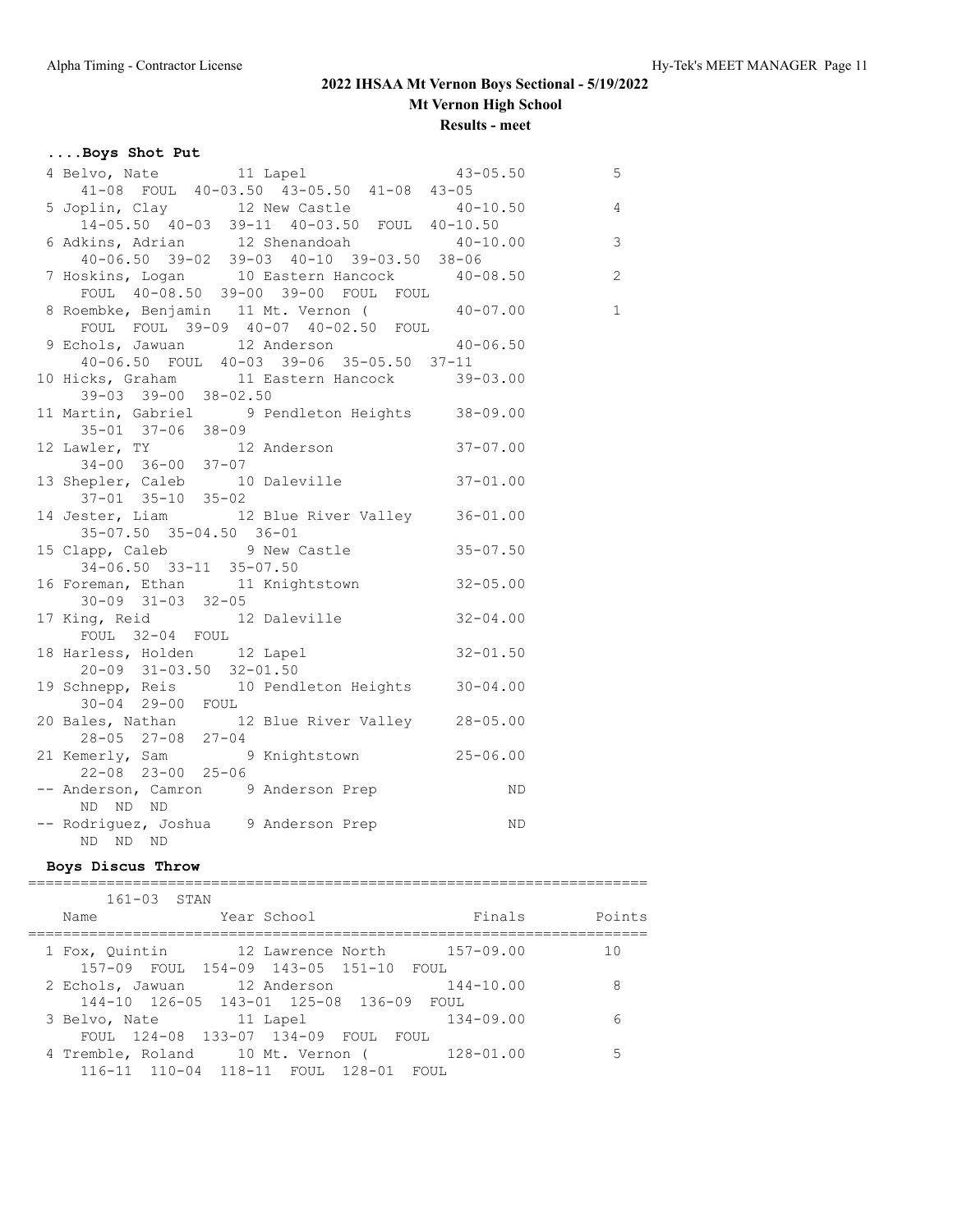## 2022 IHSAA Mt Vernon Boys Sectional - 5/19/2022

**Mt Vernon High School**

**Results - meet**

### ....Boys Shot Put

```
  4 Belvo, Nate          11 Lapel                  43-05.50          5
      41-08  FOUL  40-03.50  43-05.50  41-08  43-05
  5 Joplin, Clay         12 New Castle             40-10.50          4
      14-05.50  40-03  39-11  40-03.50  FOUL  40-10.50
  6 Adkins, Adrian       12 Shenandoah             40-10.00          3
      40-06.50  39-02  39-03  40-10  39-03.50  38-06
  7 Hoskins, Logan       10 Eastern Hancock        40-08.50          2
      FOUL  40-08.50  39-00  39-00  FOUL  FOUL
  8 Roembke, Benjamin   11 Mt. Vernon (           40-07.00          1
      FOUL  FOUL  39-09  40-07  40-02.50  FOUL
  9 Echols, Jawuan       12 Anderson               40-06.50
      40-06.50  FOUL  40-03  39-06  35-05.50  37-11
 10 Hicks, Graham        11 Eastern Hancock        39-03.00
      39-03  39-00  38-02.50
 11 Martin, Gabriel       9 Pendleton Heights      38-09.00
      35-01  37-06  38-09
 12 Lawler, TY           12 Anderson               37-07.00
      34-00  36-00  37-07
 13 Shepler, Caleb       10 Daleville              37-01.00
      37-01  35-10  35-02
 14 Jester, Liam         12 Blue River Valley      36-01.00
      35-07.50  35-04.50  36-01
 15 Clapp, Caleb          9 New Castle             35-07.50
      34-06.50  33-11  35-07.50
 16 Foreman, Ethan       11 Knightstown            32-05.00
      30-09  31-03  32-05
 17 King, Reid           12 Daleville              32-04.00
      FOUL  32-04  FOUL
 18 Harless, Holden      12 Lapel                  32-01.50
      20-09  31-03.50  32-01.50
 19 Schnepp, Reis        10 Pendleton Heights      30-04.00
      30-04  29-00  FOUL
 20 Bales, Nathan        12 Blue River Valley      28-05.00
      28-05  27-08  27-04
 21 Kemerly, Sam          9 Knightstown            25-06.00
      22-08  23-00  25-06
 -- Anderson, Camron      9 Anderson Prep                ND
      ND  ND  ND
 -- Rodriguez, Joshua     9 Anderson Prep                ND
      ND  ND  ND
```

### Boys Discus Throw

```
=======================================================================
      161-03  STAN
    Name               Year School                 Finals       Points
=======================================================================
  1 Fox, Quintin         12 Lawrence North        157-09.00         10
      157-09  FOUL  154-09  143-05  151-10  FOUL
  2 Echols, Jawuan       12 Anderson              144-10.00          8
      144-10  126-05  143-01  125-08  136-09  FOUL
  3 Belvo, Nate          11 Lapel                 134-09.00          6
      FOUL  124-08  133-07  134-09  FOUL  FOUL
  4 Tremble, Roland      10 Mt. Vernon (          128-01.00          5
      116-11  110-04  118-11  FOUL  128-01  FOUL
```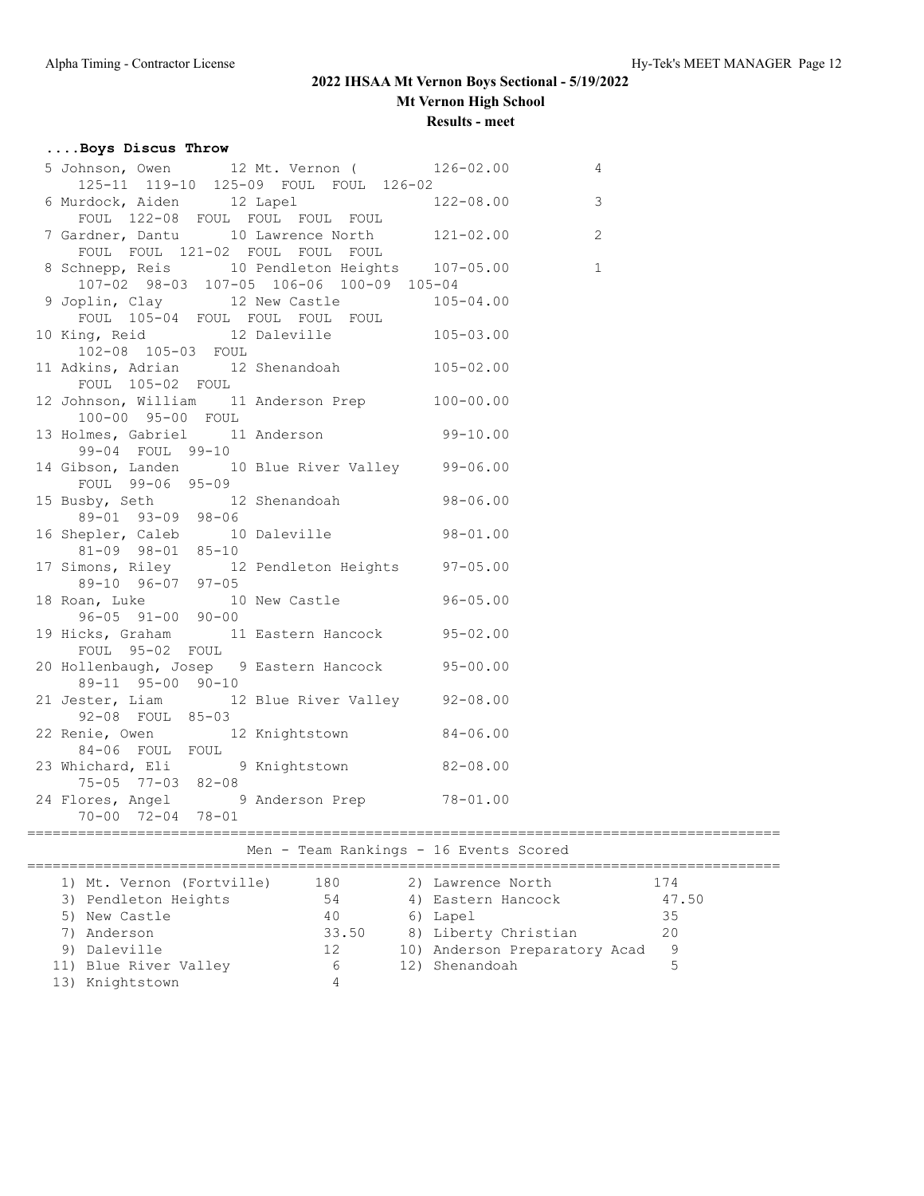# 2022 IHSAA Mt Vernon Boys Sectional - 5/19/2022

## Mt Vernon High School

### Results - meet

**....Boys Discus Throw**

```
  5 Johnson, Owen       12 Mt. Vernon (         126-02.00          4
      125-11  119-10  125-09  FOUL  FOUL  126-02
  6 Murdock, Aiden      12 Lapel                122-08.00          3
      FOUL  122-08  FOUL  FOUL  FOUL  FOUL
  7 Gardner, Dantu      10 Lawrence North       121-02.00          2
      FOUL  FOUL  121-02  FOUL  FOUL  FOUL
  8 Schnepp, Reis       10 Pendleton Heights    107-05.00          1
      107-02  98-03  107-05  106-06  100-09  105-04
  9 Joplin, Clay        12 New Castle           105-04.00
      FOUL  105-04  FOUL  FOUL  FOUL  FOUL
 10 King, Reid          12 Daleville            105-03.00
      102-08  105-03  FOUL
 11 Adkins, Adrian      12 Shenandoah           105-02.00
      FOUL  105-02  FOUL
 12 Johnson, William    11 Anderson Prep        100-00.00
      100-00  95-00  FOUL
 13 Holmes, Gabriel     11 Anderson              99-10.00
      99-04  FOUL  99-10
 14 Gibson, Landen      10 Blue River Valley     99-06.00
      FOUL  99-06  95-09
 15 Busby, Seth         12 Shenandoah            98-06.00
      89-01  93-09  98-06
 16 Shepler, Caleb      10 Daleville             98-01.00
      81-09  98-01  85-10
 17 Simons, Riley       12 Pendleton Heights     97-05.00
      89-10  96-07  97-05
 18 Roan, Luke          10 New Castle            96-05.00
      96-05  91-00  90-00
 19 Hicks, Graham       11 Eastern Hancock       95-02.00
      FOUL  95-02  FOUL
 20 Hollenbaugh, Josep   9 Eastern Hancock       95-00.00
      89-11  95-00  90-10
 21 Jester, Liam        12 Blue River Valley     92-08.00
      92-08  FOUL  85-03
 22 Renie, Owen         12 Knightstown           84-06.00
      84-06  FOUL  FOUL
 23 Whichard, Eli        9 Knightstown           82-08.00
      75-05  77-03  82-08
 24 Flores, Angel        9 Anderson Prep         78-01.00
      70-00  72-04  78-01
```

### Men - Team Rankings - 16 Events Scored

| | | | |
|---|---|---|---|
| 1) Mt. Vernon (Fortville) | 180 | 2) Lawrence North | 174 |
| 3) Pendleton Heights | 54 | 4) Eastern Hancock | 47.50 |
| 5) New Castle | 40 | 6) Lapel | 35 |
| 7) Anderson | 33.50 | 8) Liberty Christian | 20 |
| 9) Daleville | 12 | 10) Anderson Preparatory Acad | 9 |
| 11) Blue River Valley | 6 | 12) Shenandoah | 5 |
| 13) Knightstown | 4 | | |